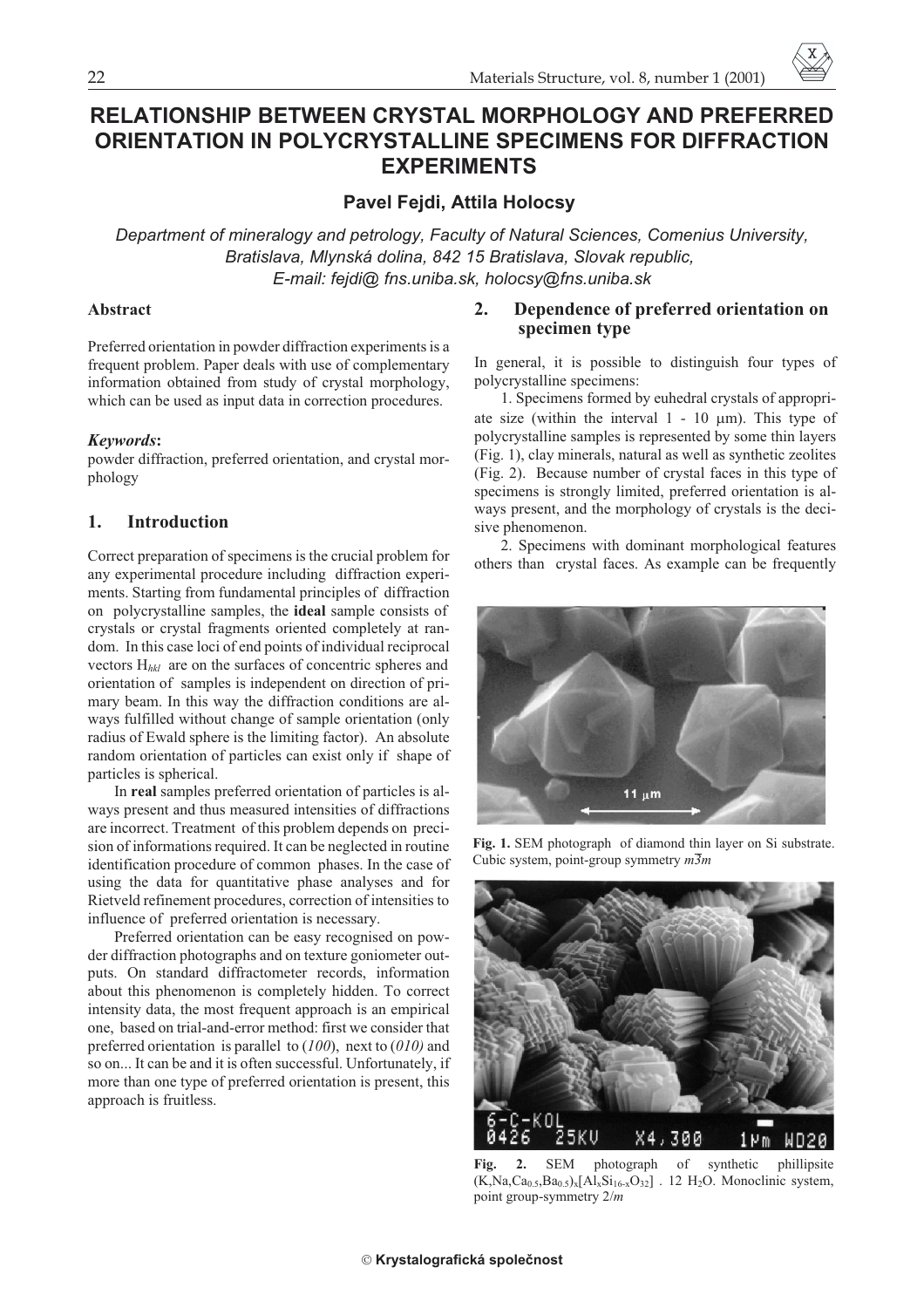# RELATIONSHIP BETWEEN CRYSTAL MORPHOLOGY AND PREFERRED ORIENTATION IN POLYCRYSTALLINE SPECIMENS FOR DIFFRACTION EXPERIMENTS

**Pavel Fejdi, Attila Holocsy**

*Department of mineralogy and petrology, Faculty of Natural Sciences, Comenius University, Bratislava, Mlynská dolina, 842 15 Bratislava, Slovak republic, E-mail: fejdi@ fns.uniba.sk, holocsy@fns.uniba.sk*

### Abstract

Preferred orientation in powder diffraction experiments is a frequent problem. Paper deals with use of complementary information obtained from study of crystal morphology, which can be used as input data in correction procedures.

***Keywords*:**
powder diffraction, preferred orientation, and crystal morphology

## 1. Introduction

Correct preparation of specimens is the crucial problem for any experimental procedure including diffraction experiments. Starting from fundamental principles of diffraction on polycrystalline samples, the **ideal** sample consists of crystals or crystal fragments oriented completely at random. In this case loci of end points of individual reciprocal vectors $H_{hkl}$ are on the surfaces of concentric spheres and orientation of samples is independent on direction of primary beam. In this way the diffraction conditions are always fulfilled without change of sample orientation (only radius of Ewald sphere is the limiting factor). An absolute random orientation of particles can exist only if shape of particles is spherical.

In **real** samples preferred orientation of particles is always present and thus measured intensities of diffractions are incorrect. Treatment of this problem depends on precision of informations required. It can be neglected in routine identification procedure of common phases. In the case of using the data for quantitative phase analyses and for Rietveld refinement procedures, correction of intensities to influence of preferred orientation is necessary.

Preferred orientation can be easy recognised on powder diffraction photographs and on texture goniometer outputs. On standard diffractometer records, information about this phenomenon is completely hidden. To correct intensity data, the most frequent approach is an empirical one, based on trial-and-error method: first we consider that preferred orientation is parallel to (*100*), next to (*010)* and so on... It can be and it is often successful. Unfortunately, if more than one type of preferred orientation is present, this approach is fruitless.

## 2. Dependence of preferred orientation on specimen type

In general, it is possible to distinguish four types of polycrystalline specimens:

1. Specimens formed by euhedral crystals of appropriate size (within the interval 1 - 10 μm). This type of polycrystalline samples is represented by some thin layers (Fig. 1), clay minerals, natural as well as synthetic zeolites (Fig. 2). Because number of crystal faces in this type of specimens is strongly limited, preferred orientation is always present, and the morphology of crystals is the decisive phenomenon.

2. Specimens with dominant morphological features others than crystal faces. As example can be frequently

**Fig. 1.** SEM photograph of diamond thin layer on Si substrate. Cubic system, point-group symmetry $m\bar{3}m$

**Fig. 2.** SEM photograph of synthetic phillipsite $(K,Na,Ca_{0.5},Ba_{0.5})_x[Al_xSi_{16-x}O_{32}]$ . 12 $H_2O$. Monoclinic system, point group-symmetry 2/*m*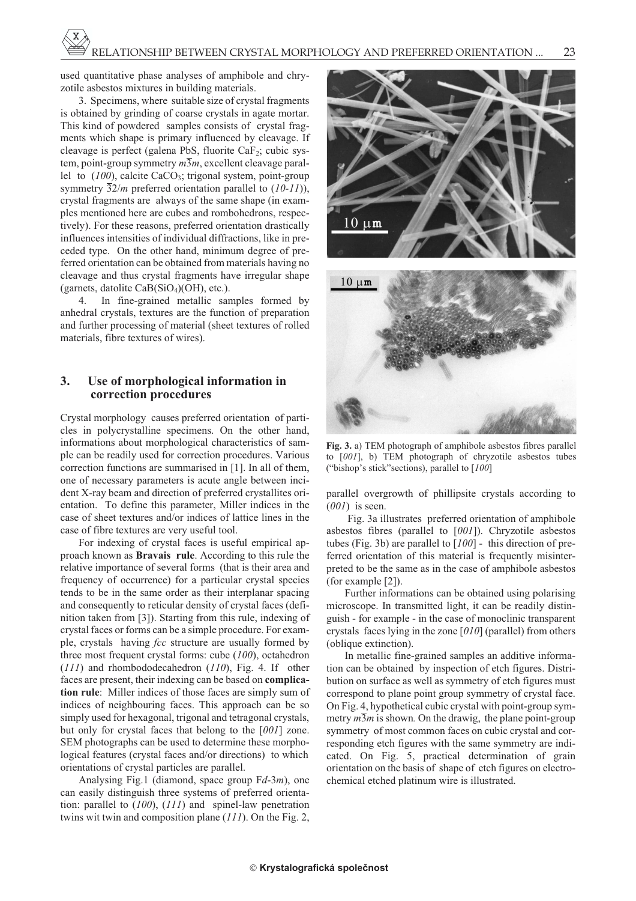used quantitative phase analyses of amphibole and chryzotile asbestos mixtures in building materials.

3. Specimens, where suitable size of crystal fragments is obtained by grinding of coarse crystals in agate mortar. This kind of powdered samples consists of crystal fragments which shape is primary influenced by cleavage. If cleavage is perfect (galena PbS, fluorite $CaF_2$; cubic system, point-group symmetry $m\overline{3}m$, excellent cleavage parallel to (*100*), calcite $CaCO_3$; trigonal system, point-group symmetry $\overline{3}2/m$ preferred orientation parallel to (*10-11*)), crystal fragments are always of the same shape (in examples mentioned here are cubes and rombohedrons, respectively). For these reasons, preferred orientation drastically influences intensities of individual diffractions, like in preceded type. On the other hand, minimum degree of preferred orientation can be obtained from materials having no cleavage and thus crystal fragments have irregular shape (garnets, datolite $CaB(SiO_4)(OH)$, etc.).

4. In fine-grained metallic samples formed by anhedral crystals, textures are the function of preparation and further processing of material (sheet textures of rolled materials, fibre textures of wires).

## 3. Use of morphological information in correction procedures

Crystal morphology causes preferred orientation of particles in polycrystalline specimens. On the other hand, informations about morphological characteristics of sample can be readily used for correction procedures. Various correction functions are summarised in [1]. In all of them, one of necessary parameters is acute angle between incident X-ray beam and direction of preferred crystallites orientation. To define this parameter, Miller indices in the case of sheet textures and/or indices of lattice lines in the case of fibre textures are very useful tool.

For indexing of crystal faces is useful empirical approach known as **Bravais rule**. According to this rule the relative importance of several forms (that is their area and frequency of occurrence) for a particular crystal species tends to be in the same order as their interplanar spacing and consequently to reticular density of crystal faces (definition taken from [3]). Starting from this rule, indexing of crystal faces or forms can be a simple procedure. For example, crystals having *fcc* structure are usually formed by three most frequent crystal forms: cube (*100*), octahedron (*111*) and rhombododecahedron (*110*), Fig. 4. If other faces are present, their indexing can be based on **complication rule**: Miller indices of those faces are simply sum of indices of neighbouring faces. This approach can be so simply used for hexagonal, trigonal and tetragonal crystals, but only for crystal faces that belong to the [*001*] zone. SEM photographs can be used to determine these morphological features (crystal faces and/or directions) to which orientations of crystal particles are parallel.

Analysing Fig.1 (diamond, space group F*d*-3*m*), one can easily distinguish three systems of preferred orientation: parallel to (*100*), (*111*) and spinel-law penetration twins wit twin and composition plane (*111*). On the Fig. 2, parallel overgrowth of phillipsite crystals according to (*001*) is seen.

**Fig. 3.** a) TEM photograph of amphibole asbestos fibres parallel to [*001*], b) TEM photograph of chryzotile asbestos tubes ("bishop's stick"sections), parallel to [*100*]

Fig. 3a illustrates preferred orientation of amphibole asbestos fibres (parallel to [*001*]). Chryzotile asbestos tubes (Fig. 3b) are parallel to [*100*] - this direction of preferred orientation of this material is frequently misinterpreted to be the same as in the case of amphibole asbestos (for example [2]).

Further informations can be obtained using polarising microscope. In transmitted light, it can be readily distinguish - for example - in the case of monoclinic transparent crystals faces lying in the zone [*010*] (parallel) from others (oblique extinction).

In metallic fine-grained samples an additive information can be obtained by inspection of etch figures. Distribution on surface as well as symmetry of etch figures must correspond to plane point group symmetry of crystal face. On Fig. 4, hypothetical cubic crystal with point-group symmetry $m\overline{3}m$ is shown. On the drawig, the plane point-group symmetry of most common faces on cubic crystal and corresponding etch figures with the same symmetry are indicated. On Fig. 5, practical determination of grain orientation on the basis of shape of etch figures on electrochemical etched platinum wire is illustrated.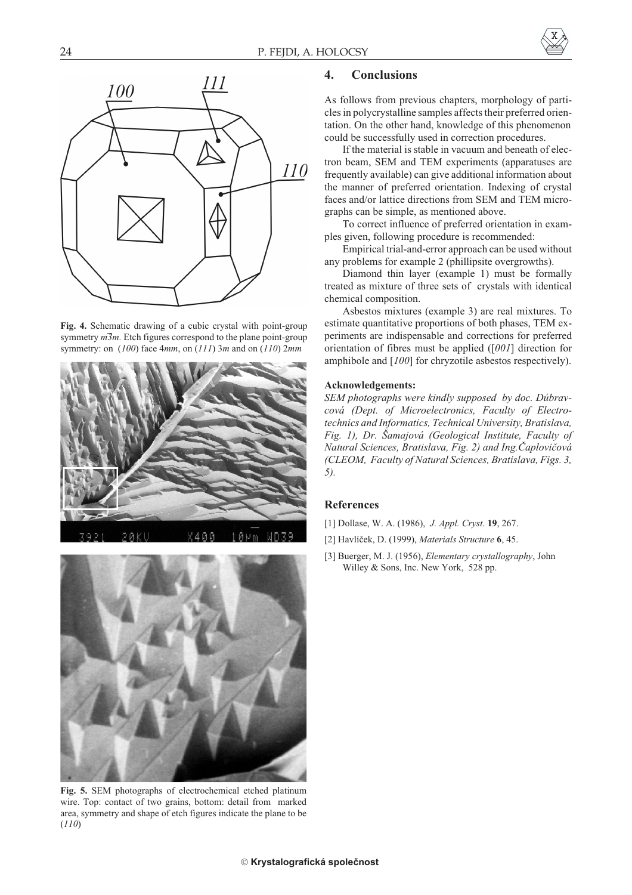Fig. 4. Schematic drawing of a cubic crystal with point-group symmetry $m\bar{3}m$. Etch figures correspond to the plane point-group symmetry: on (*100*) face 4*mm*, on (*111*) 3*m* and on (*110*) 2*mm*

Fig. 5. SEM photographs of electrochemical etched platinum wire. Top: contact of two grains, bottom: detail from marked area, symmetry and shape of etch figures indicate the plane to be (*110*)

## 4. Conclusions

As follows from previous chapters, morphology of particles in polycrystalline samples affects their preferred orientation. On the other hand, knowledge of this phenomenon could be successfully used in correction procedures.

If the material is stable in vacuum and beneath of electron beam, SEM and TEM experiments (apparatuses are frequently available) can give additional information about the manner of preferred orientation. Indexing of crystal faces and/or lattice directions from SEM and TEM micrographs can be simple, as mentioned above.

To correct influence of preferred orientation in examples given, following procedure is recommended:

Empirical trial-and-error approach can be used without any problems for example 2 (phillipsite overgrowths).

Diamond thin layer (example 1) must be formally treated as mixture of three sets of crystals with identical chemical composition.

Asbestos mixtures (example 3) are real mixtures. To estimate quantitative proportions of both phases, TEM experiments are indispensable and corrections for preferred orientation of fibres must be applied ([*001*] direction for amphibole and [*100*] for chryzotile asbestos respectively).

### Acknowledgements:

*SEM photographs were kindly supposed by doc. Dúbravcová (Dept. of Microelectronics, Faculty of Electrotechnics and Informatics, Technical University, Bratislava, Fig. 1), Dr. Šamajová (Geological Institute, Faculty of Natural Sciences, Bratislava, Fig. 2) and Ing.Čaplovičová (CLEOM, Faculty of Natural Sciences, Bratislava, Figs. 3, 5).*

## References

[1] Dollase, W. A. (1986), *J. Appl. Cryst*. **19**, 267.

[2] Havlíček, D. (1999), *Materials Structure* **6**, 45.

[3] Buerger, M. J. (1956), *Elementary crystallography*, John Willey & Sons, Inc. New York, 528 pp.